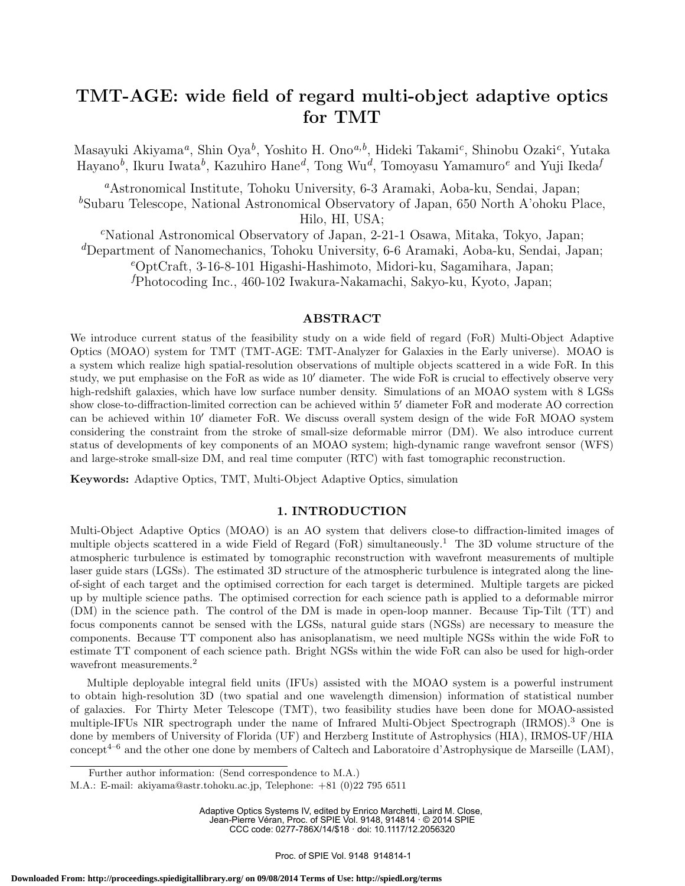# TMT-AGE: wide field of regard multi-object adaptive optics for TMT

Masayuki Akiyama[a], Shin Oya[b], Yoshito H. Ono[a,b], Hideki Takami[c], Shinobu Ozaki[c], Yutaka Hayano[b], Ikuru Iwata[b], Kazuhiro Hane[d], Tong Wu[d], Tomoyasu Yamamuro[e] and Yuji Ikeda[f]

[a]Astronomical Institute, Tohoku University, 6-3 Aramaki, Aoba-ku, Sendai, Japan;
[b]Subaru Telescope, National Astronomical Observatory of Japan, 650 North A'ohoku Place, Hilo, HI, USA;
[c]National Astronomical Observatory of Japan, 2-21-1 Osawa, Mitaka, Tokyo, Japan;
[d]Department of Nanomechanics, Tohoku University, 6-6 Aramaki, Aoba-ku, Sendai, Japan;
[e]OptCraft, 3-16-8-101 Higashi-Hashimoto, Midori-ku, Sagamihara, Japan;
[f]Photocoding Inc., 460-102 Iwakura-Nakamachi, Sakyo-ku, Kyoto, Japan;

## ABSTRACT

We introduce current status of the feasibility study on a wide field of regard (FoR) Multi-Object Adaptive Optics (MOAO) system for TMT (TMT-AGE: TMT-Analyzer for Galaxies in the Early universe). MOAO is a system which realize high spatial-resolution observations of multiple objects scattered in a wide FoR. In this study, we put emphasise on the FoR as wide as $10'$ diameter. The wide FoR is crucial to effectively observe very high-redshift galaxies, which have low surface number density. Simulations of an MOAO system with 8 LGSs show close-to-diffraction-limited correction can be achieved within $5'$ diameter FoR and moderate AO correction can be achieved within $10'$ diameter FoR. We discuss overall system design of the wide FoR MOAO system considering the constraint from the stroke of small-size deformable mirror (DM). We also introduce current status of developments of key components of an MOAO system; high-dynamic range wavefront sensor (WFS) and large-stroke small-size DM, and real time computer (RTC) with fast tomographic reconstruction.

**Keywords:** Adaptive Optics, TMT, Multi-Object Adaptive Optics, simulation

## 1. INTRODUCTION

Multi-Object Adaptive Optics (MOAO) is an AO system that delivers close-to diffraction-limited images of multiple objects scattered in a wide Field of Regard (FoR) simultaneously.[1] The 3D volume structure of the atmospheric turbulence is estimated by tomographic reconstruction with wavefront measurements of multiple laser guide stars (LGSs). The estimated 3D structure of the atmospheric turbulence is integrated along the line-of-sight of each target and the optimised correction for each target is determined. Multiple targets are picked up by multiple science paths. The optimised correction for each science path is applied to a deformable mirror (DM) in the science path. The control of the DM is made in open-loop manner. Because Tip-Tilt (TT) and focus components cannot be sensed with the LGSs, natural guide stars (NGSs) are necessary to measure the components. Because TT component also has anisoplanatism, we need multiple NGSs within the wide FoR to estimate TT component of each science path. Bright NGSs within the wide FoR can also be used for high-order wavefront measurements.[2]

Multiple deployable integral field units (IFUs) assisted with the MOAO system is a powerful instrument to obtain high-resolution 3D (two spatial and one wavelength dimension) information of statistical number of galaxies. For Thirty Meter Telescope (TMT), two feasibility studies have been done for MOAO-assisted multiple-IFUs NIR spectrograph under the name of Infrared Multi-Object Spectrograph (IRMOS).[3] One is done by members of University of Florida (UF) and Herzberg Institute of Astrophysics (HIA), IRMOS-UF/HIA concept[4–6] and the other one done by members of Caltech and Laboratoire d'Astrophysique de Marseille (LAM),

Further author information: (Send correspondence to M.A.)
M.A.: E-mail: akiyama@astr.tohoku.ac.jp, Telephone: +81 (0)22 795 6511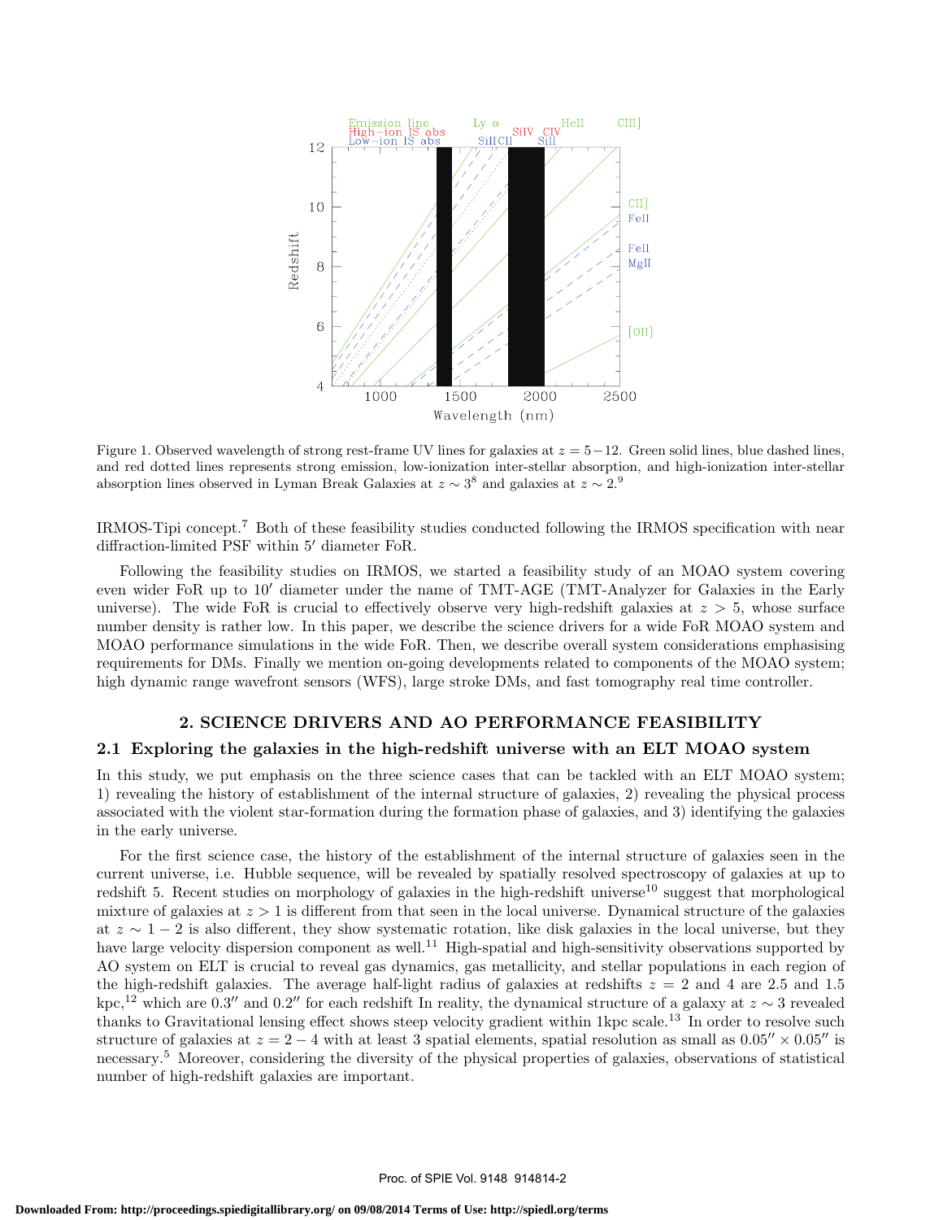Figure 1. Observed wavelength of strong rest-frame UV lines for galaxies at $z = 5-12$. Green solid lines, blue dashed lines, and red dotted lines represents strong emission, low-ionization inter-stellar absorption, and high-ionization inter-stellar absorption lines observed in Lyman Break Galaxies at $z \sim 3$[8] and galaxies at $z \sim 2$.[9]

IRMOS-Tipi concept.[7] Both of these feasibility studies conducted following the IRMOS specification with near diffraction-limited PSF within $5'$ diameter FoR.

Following the feasibility studies on IRMOS, we started a feasibility study of an MOAO system covering even wider FoR up to $10'$ diameter under the name of TMT-AGE (TMT-Analyzer for Galaxies in the Early universe). The wide FoR is crucial to effectively observe very high-redshift galaxies at $z > 5$, whose surface number density is rather low. In this paper, we describe the science drivers for a wide FoR MOAO system and MOAO performance simulations in the wide FoR. Then, we describe overall system considerations emphasising requirements for DMs. Finally we mention on-going developments related to components of the MOAO system; high dynamic range wavefront sensors (WFS), large stroke DMs, and fast tomography real time controller.

## 2. SCIENCE DRIVERS AND AO PERFORMANCE FEASIBILITY

### 2.1 Exploring the galaxies in the high-redshift universe with an ELT MOAO system

In this study, we put emphasis on the three science cases that can be tackled with an ELT MOAO system; 1) revealing the history of establishment of the internal structure of galaxies, 2) revealing the physical process associated with the violent star-formation during the formation phase of galaxies, and 3) identifying the galaxies in the early universe.

For the first science case, the history of the establishment of the internal structure of galaxies seen in the current universe, i.e. Hubble sequence, will be revealed by spatially resolved spectroscopy of galaxies at up to redshift 5. Recent studies on morphology of galaxies in the high-redshift universe[10] suggest that morphological mixture of galaxies at $z > 1$ is different from that seen in the local universe. Dynamical structure of the galaxies at $z \sim 1-2$ is also different, they show systematic rotation, like disk galaxies in the local universe, but they have large velocity dispersion component as well.[11] High-spatial and high-sensitivity observations supported by AO system on ELT is crucial to reveal gas dynamics, gas metallicity, and stellar populations in each region of the high-redshift galaxies. The average half-light radius of galaxies at redshifts $z = 2$ and 4 are 2.5 and 1.5 kpc,[12] which are $0.3''$ and $0.2''$ for each redshift In reality, the dynamical structure of a galaxy at $z \sim 3$ revealed thanks to Gravitational lensing effect shows steep velocity gradient within 1kpc scale.[13] In order to resolve such structure of galaxies at $z = 2-4$ with at least 3 spatial elements, spatial resolution as small as $0.05'' \times 0.05''$ is necessary.[5] Moreover, considering the diversity of the physical properties of galaxies, observations of statistical number of high-redshift galaxies are important.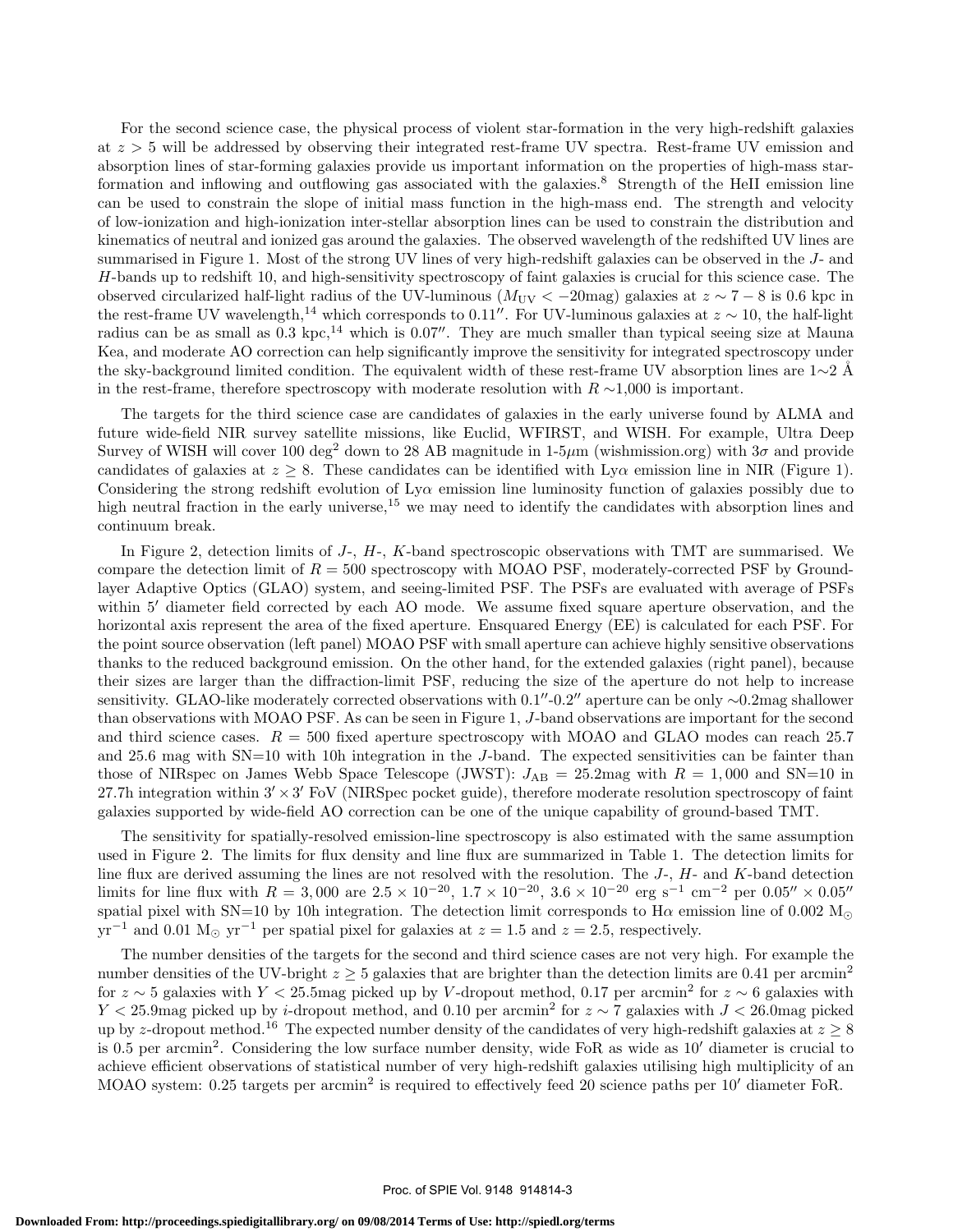For the second science case, the physical process of violent star-formation in the very high-redshift galaxies at $z > 5$ will be addressed by observing their integrated rest-frame UV spectra. Rest-frame UV emission and absorption lines of star-forming galaxies provide us important information on the properties of high-mass star-formation and inflowing and outflowing gas associated with the galaxies.[8] Strength of the HeII emission line can be used to constrain the slope of initial mass function in the high-mass end. The strength and velocity of low-ionization and high-ionization inter-stellar absorption lines can be used to constrain the distribution and kinematics of neutral and ionized gas around the galaxies. The observed wavelength of the redshifted UV lines are summarised in Figure 1. Most of the strong UV lines of very high-redshift galaxies can be observed in the $J$- and $H$-bands up to redshift 10, and high-sensitivity spectroscopy of faint galaxies is crucial for this science case. The observed circularized half-light radius of the UV-luminous ($M_{\mathrm{UV}} < -20$mag) galaxies at $z \sim 7-8$ is 0.6 kpc in the rest-frame UV wavelength,[14] which corresponds to $0.11''$. For UV-luminous galaxies at $z \sim 10$, the half-light radius can be as small as 0.3 kpc,[14] which is $0.07''$. They are much smaller than typical seeing size at Mauna Kea, and moderate AO correction can help significantly improve the sensitivity for integrated spectroscopy under the sky-background limited condition. The equivalent width of these rest-frame UV absorption lines are 1∼2 Å in the rest-frame, therefore spectroscopy with moderate resolution with $R \sim$1,000 is important.

The targets for the third science case are candidates of galaxies in the early universe found by ALMA and future wide-field NIR survey satellite missions, like Euclid, WFIRST, and WISH. For example, Ultra Deep Survey of WISH will cover 100 deg$^2$ down to 28 AB magnitude in 1-5$\mu$m (wishmission.org) with $3\sigma$ and provide candidates of galaxies at $z \geq 8$. These candidates can be identified with Ly$\alpha$ emission line in NIR (Figure 1). Considering the strong redshift evolution of Ly$\alpha$ emission line luminosity function of galaxies possibly due to high neutral fraction in the early universe,[15] we may need to identify the candidates with absorption lines and continuum break.

In Figure 2, detection limits of $J$-, $H$-, $K$-band spectroscopic observations with TMT are summarised. We compare the detection limit of $R = 500$ spectroscopy with MOAO PSF, moderately-corrected PSF by Ground-layer Adaptive Optics (GLAO) system, and seeing-limited PSF. The PSFs are evaluated with average of PSFs within $5'$ diameter field corrected by each AO mode. We assume fixed square aperture observation, and the horizontal axis represent the area of the fixed aperture. Ensquared Energy (EE) is calculated for each PSF. For the point source observation (left panel) MOAO PSF with small aperture can achieve highly sensitive observations thanks to the reduced background emission. On the other hand, for the extended galaxies (right panel), because their sizes are larger than the diffraction-limit PSF, reducing the size of the aperture do not help to increase sensitivity. GLAO-like moderately corrected observations with $0.1''$-$0.2''$ aperture can be only ∼0.2mag shallower than observations with MOAO PSF. As can be seen in Figure 1, $J$-band observations are important for the second and third science cases. $R = 500$ fixed aperture spectroscopy with MOAO and GLAO modes can reach 25.7 and 25.6 mag with SN=10 with 10h integration in the $J$-band. The expected sensitivities can be fainter than those of NIRspec on James Webb Space Telescope (JWST): $J_{\mathrm{AB}} = 25.2$mag with $R = 1,000$ and SN=10 in 27.7h integration within $3' \times 3'$ FoV (NIRSpec pocket guide), therefore moderate resolution spectroscopy of faint galaxies supported by wide-field AO correction can be one of the unique capability of ground-based TMT.

The sensitivity for spatially-resolved emission-line spectroscopy is also estimated with the same assumption used in Figure 2. The limits for flux density and line flux are summarized in Table 1. The detection limits for line flux are derived assuming the lines are not resolved with the resolution. The $J$-, $H$- and $K$-band detection limits for line flux with $R = 3,000$ are $2.5 \times 10^{-20}$, $1.7 \times 10^{-20}$, $3.6 \times 10^{-20}$ erg s$^{-1}$ cm$^{-2}$ per $0.05'' \times 0.05''$ spatial pixel with SN=10 by 10h integration. The detection limit corresponds to H$\alpha$ emission line of 0.002 M$_\odot$ yr$^{-1}$ and 0.01 M$_\odot$ yr$^{-1}$ per spatial pixel for galaxies at $z = 1.5$ and $z = 2.5$, respectively.

The number densities of the targets for the second and third science cases are not very high. For example the number densities of the UV-bright $z \geq 5$ galaxies that are brighter than the detection limits are 0.41 per arcmin$^2$ for $z \sim 5$ galaxies with $Y < 25.5$mag picked up by $V$-dropout method, 0.17 per arcmin$^2$ for $z \sim 6$ galaxies with $Y < 25.9$mag picked up by $i$-dropout method, and 0.10 per arcmin$^2$ for $z \sim 7$ galaxies with $J < 26.0$mag picked up by $z$-dropout method.[16] The expected number density of the candidates of very high-redshift galaxies at $z \geq 8$ is 0.5 per arcmin$^2$. Considering the low surface number density, wide FoR as wide as $10'$ diameter is crucial to achieve efficient observations of statistical number of very high-redshift galaxies utilising high multiplicity of an MOAO system: 0.25 targets per arcmin$^2$ is required to effectively feed 20 science paths per $10'$ diameter FoR.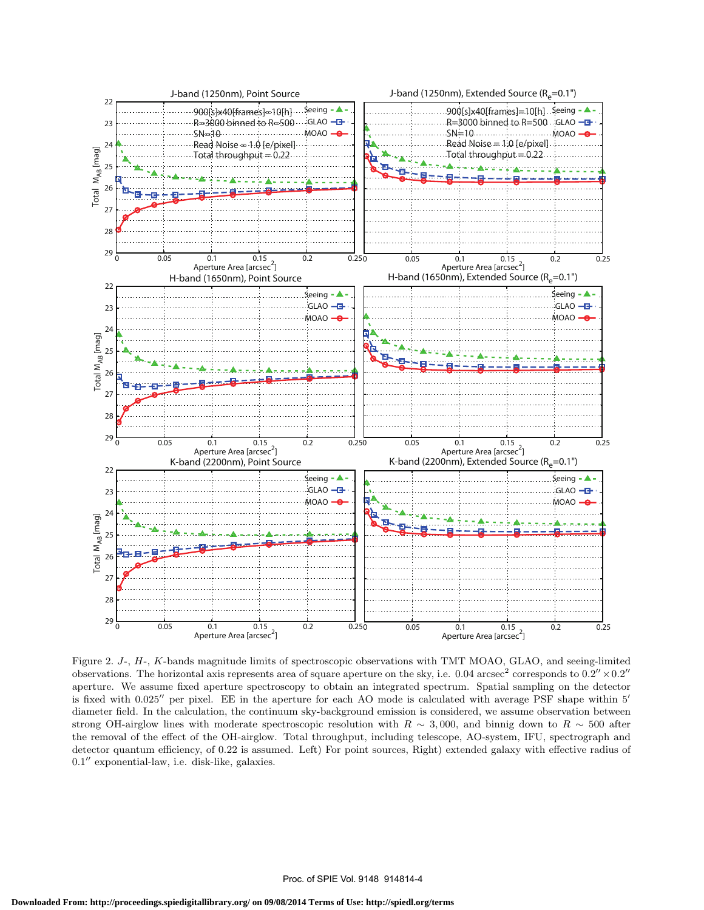Figure 2. $J$-, $H$-, $K$-bands magnitude limits of spectroscopic observations with TMT MOAO, GLAO, and seeing-limited observations. The horizontal axis represents area of square aperture on the sky, i.e. 0.04 arcsec$^2$ corresponds to $0.2'' \times 0.2''$ aperture. We assume fixed aperture spectroscopy to obtain an integrated spectrum. Spatial sampling on the detector is fixed with $0.025''$ per pixel. EE in the aperture for each AO mode is calculated with average PSF shape within $5'$ diameter field. In the calculation, the continuum sky-background emission is considered, we assume observation between strong OH-airglow lines with moderate spectroscopic resolution with $R \sim 3,000$, and binnig down to $R \sim 500$ after the removal of the effect of the OH-airglow. Total throughput, including telescope, AO-system, IFU, spectrograph and detector quantum efficiency, of 0.22 is assumed. Left) For point sources, Right) extended galaxy with effective radius of $0.1''$ exponential-law, i.e. disk-like, galaxies.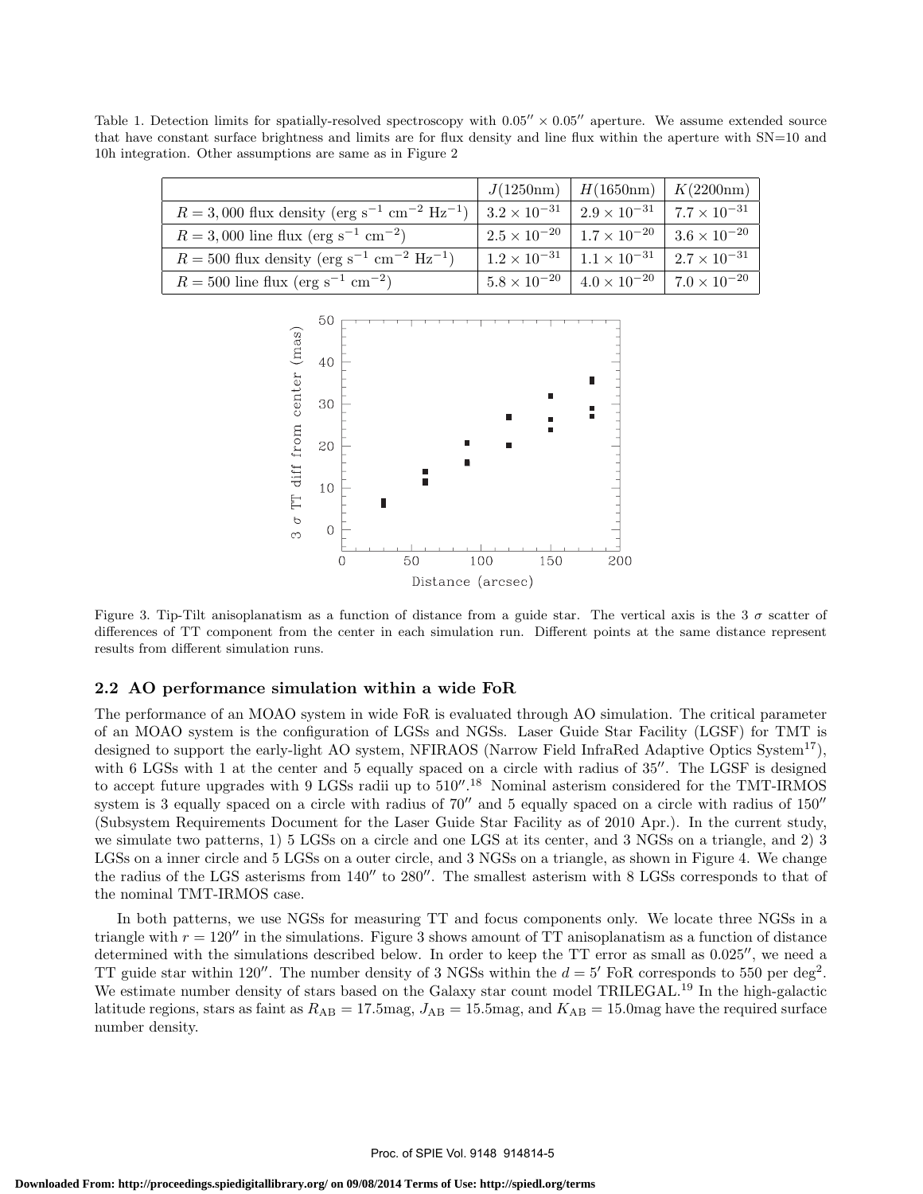Table 1. Detection limits for spatially-resolved spectroscopy with $0.05'' \times 0.05''$ aperture. We assume extended source that have constant surface brightness and limits are for flux density and line flux within the aperture with SN=10 and 10h integration. Other assumptions are same as in Figure 2

| | $J$(1250nm) | $H$(1650nm) | $K$(2200nm) |
|---|---|---|---|
| $R = 3,000$ flux density (erg s$^{-1}$ cm$^{-2}$ Hz$^{-1}$) | $3.2 \times 10^{-31}$ | $2.9 \times 10^{-31}$ | $7.7 \times 10^{-31}$ |
| $R = 3,000$ line flux (erg s$^{-1}$ cm$^{-2}$) | $2.5 \times 10^{-20}$ | $1.7 \times 10^{-20}$ | $3.6 \times 10^{-20}$ |
| $R = 500$ flux density (erg s$^{-1}$ cm$^{-2}$ Hz$^{-1}$) | $1.2 \times 10^{-31}$ | $1.1 \times 10^{-31}$ | $2.7 \times 10^{-31}$ |
| $R = 500$ line flux (erg s$^{-1}$ cm$^{-2}$) | $5.8 \times 10^{-20}$ | $4.0 \times 10^{-20}$ | $7.0 \times 10^{-20}$ |

Figure 3. Tip-Tilt anisoplanatism as a function of distance from a guide star. The vertical axis is the 3 $\sigma$ scatter of differences of TT component from the center in each simulation run. Different points at the same distance represent results from different simulation runs.

### 2.2 AO performance simulation within a wide FoR

The performance of an MOAO system in wide FoR is evaluated through AO simulation. The critical parameter of an MOAO system is the configuration of LGSs and NGSs. Laser Guide Star Facility (LGSF) for TMT is designed to support the early-light AO system, NFIRAOS (Narrow Field InfraRed Adaptive Optics System[17]), with 6 LGSs with 1 at the center and 5 equally spaced on a circle with radius of $35''$. The LGSF is designed to accept future upgrades with 9 LGSs radii up to $510''$.[18] Nominal asterism considered for the TMT-IRMOS system is 3 equally spaced on a circle with radius of $70''$ and 5 equally spaced on a circle with radius of $150''$ (Subsystem Requirements Document for the Laser Guide Star Facility as of 2010 Apr.). In the current study, we simulate two patterns, 1) 5 LGSs on a circle and one LGS at its center, and 3 NGSs on a triangle, and 2) 3 LGSs on a inner circle and 5 LGSs on a outer circle, and 3 NGSs on a triangle, as shown in Figure 4. We change the radius of the LGS asterisms from $140''$ to $280''$. The smallest asterism with 8 LGSs corresponds to that of the nominal TMT-IRMOS case.

In both patterns, we use NGSs for measuring TT and focus components only. We locate three NGSs in a triangle with $r = 120''$ in the simulations. Figure 3 shows amount of TT anisoplanatism as a function of distance determined with the simulations described below. In order to keep the TT error as small as $0.025''$, we need a TT guide star within $120''$. The number density of 3 NGSs within the $d = 5'$ FoR corresponds to 550 per deg$^2$. We estimate number density of stars based on the Galaxy star count model TRILEGAL.[19] In the high-galactic latitude regions, stars as faint as $R_{\rm AB} = 17.5$mag, $J_{\rm AB} = 15.5$mag, and $K_{\rm AB} = 15.0$mag have the required surface number density.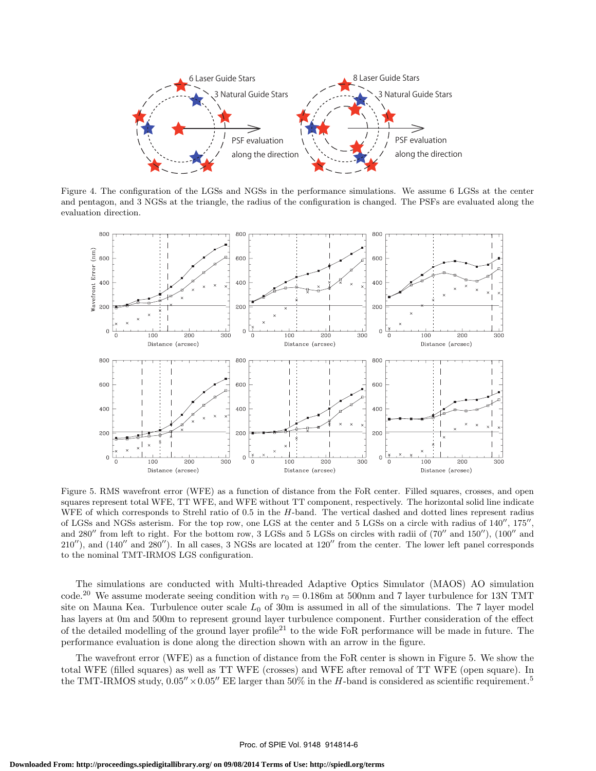Figure 4. The configuration of the LGSs and NGSs in the performance simulations. We assume 6 LGSs at the center and pentagon, and 3 NGSs at the triangle, the radius of the configuration is changed. The PSFs are evaluated along the evaluation direction.

Figure 5. RMS wavefront error (WFE) as a function of distance from the FoR center. Filled squares, crosses, and open squares represent total WFE, TT WFE, and WFE without TT component, respectively. The horizontal solid line indicate WFE of which corresponds to Strehl ratio of 0.5 in the *H*-band. The vertical dashed and dotted lines represent radius of LGSs and NGSs asterism. For the top row, one LGS at the center and 5 LGSs on a circle with radius of 140″, 175″, and 280″ from left to right. For the bottom row, 3 LGSs and 5 LGSs on circles with radii of (70″ and 150″), (100″ and 210″), and (140″ and 280″). In all cases, 3 NGSs are located at 120″ from the center. The lower left panel corresponds to the nominal TMT-IRMOS LGS configuration.

The simulations are conducted with Multi-threaded Adaptive Optics Simulator (MAOS) AO simulation code.[20] We assume moderate seeing condition with $r_0 = 0.186$m at 500nm and 7 layer turbulence for 13N TMT site on Mauna Kea. Turbulence outer scale $L_0$ of 30m is assumed in all of the simulations. The 7 layer model has layers at 0m and 500m to represent ground layer turbulence component. Further consideration of the effect of the detailed modelling of the ground layer profile[21] to the wide FoR performance will be made in future. The performance evaluation is done along the direction shown with an arrow in the figure.

The wavefront error (WFE) as a function of distance from the FoR center is shown in Figure 5. We show the total WFE (filled squares) as well as TT WFE (crosses) and WFE after removal of TT WFE (open square). In the TMT-IRMOS study, $0.05'' \times 0.05''$ EE larger than 50% in the *H*-band is considered as scientific requirement.[5]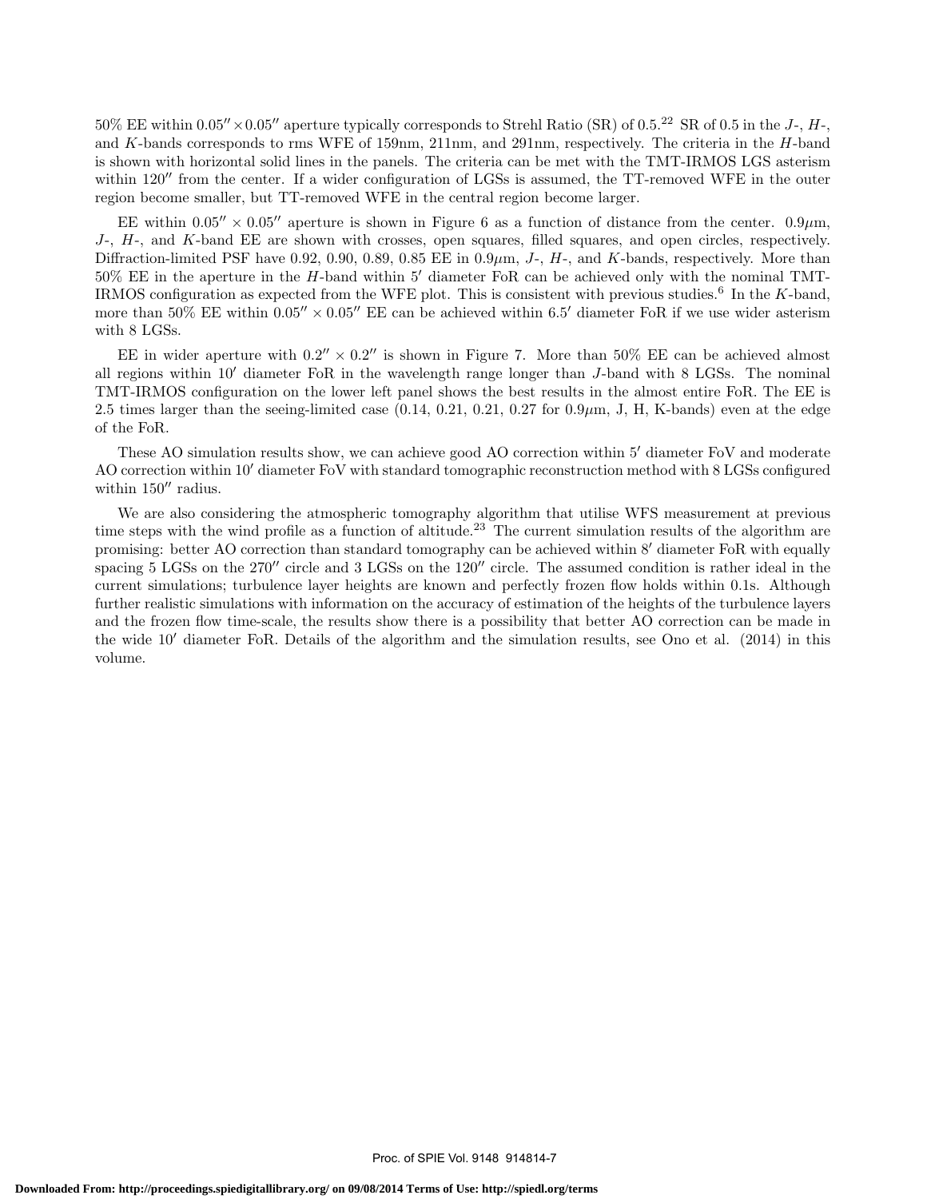50% EE within $0.05'' \times 0.05''$ aperture typically corresponds to Strehl Ratio (SR) of 0.5.[22] SR of 0.5 in the *J*-, *H*-, and *K*-bands corresponds to rms WFE of 159nm, 211nm, and 291nm, respectively. The criteria in the *H*-band is shown with horizontal solid lines in the panels. The criteria can be met with the TMT-IRMOS LGS asterism within $120''$ from the center. If a wider configuration of LGSs is assumed, the TT-removed WFE in the outer region become smaller, but TT-removed WFE in the central region become larger.

EE within $0.05'' \times 0.05''$ aperture is shown in Figure 6 as a function of distance from the center. $0.9\mu$m, *J*-, *H*-, and *K*-band EE are shown with crosses, open squares, filled squares, and open circles, respectively. Diffraction-limited PSF have 0.92, 0.90, 0.89, 0.85 EE in $0.9\mu$m, *J*-, *H*-, and *K*-bands, respectively. More than 50% EE in the aperture in the *H*-band within $5'$ diameter FoR can be achieved only with the nominal TMT-IRMOS configuration as expected from the WFE plot. This is consistent with previous studies.[6] In the *K*-band, more than 50% EE within $0.05'' \times 0.05''$ EE can be achieved within $6.5'$ diameter FoR if we use wider asterism with 8 LGSs.

EE in wider aperture with $0.2'' \times 0.2''$ is shown in Figure 7. More than 50% EE can be achieved almost all regions within $10'$ diameter FoR in the wavelength range longer than *J*-band with 8 LGSs. The nominal TMT-IRMOS configuration on the lower left panel shows the best results in the almost entire FoR. The EE is 2.5 times larger than the seeing-limited case (0.14, 0.21, 0.21, 0.27 for $0.9\mu$m, J, H, K-bands) even at the edge of the FoR.

These AO simulation results show, we can achieve good AO correction within $5'$ diameter FoV and moderate AO correction within $10'$ diameter FoV with standard tomographic reconstruction method with 8 LGSs configured within $150''$ radius.

We are also considering the atmospheric tomography algorithm that utilise WFS measurement at previous time steps with the wind profile as a function of altitude.[23] The current simulation results of the algorithm are promising: better AO correction than standard tomography can be achieved within $8'$ diameter FoR with equally spacing 5 LGSs on the $270''$ circle and 3 LGSs on the $120''$ circle. The assumed condition is rather ideal in the current simulations; turbulence layer heights are known and perfectly frozen flow holds within 0.1s. Although further realistic simulations with information on the accuracy of estimation of the heights of the turbulence layers and the frozen flow time-scale, the results show there is a possibility that better AO correction can be made in the wide $10'$ diameter FoR. Details of the algorithm and the simulation results, see Ono et al. (2014) in this volume.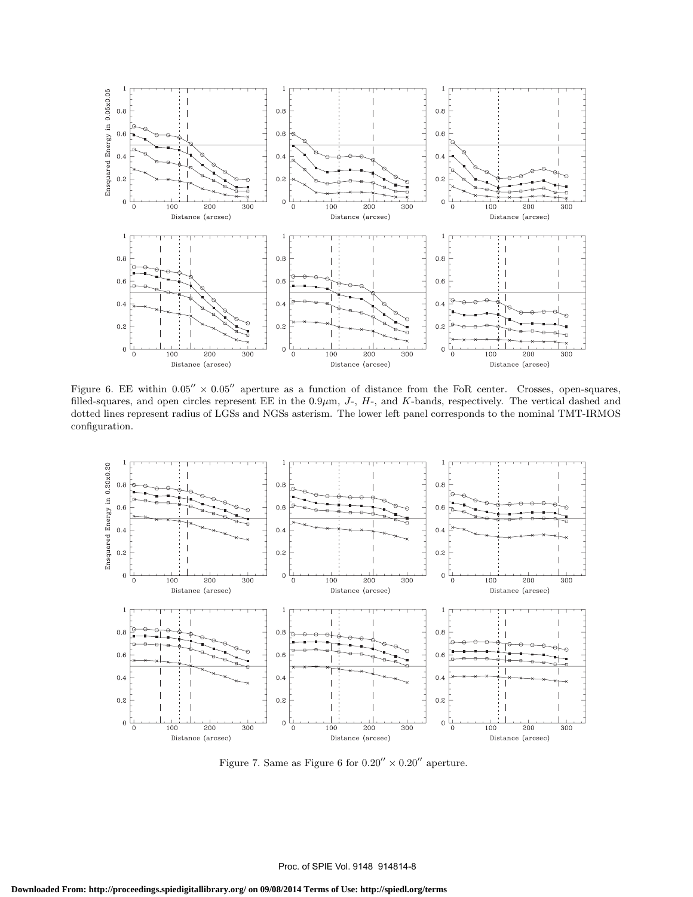Figure 6. EE within $0.05'' \times 0.05''$ aperture as a function of distance from the FoR center. Crosses, open-squares, filled-squares, and open circles represent EE in the $0.9\mu$m, $J$-, $H$-, and $K$-bands, respectively. The vertical dashed and dotted lines represent radius of LGSs and NGSs asterism. The lower left panel corresponds to the nominal TMT-IRMOS configuration.

Figure 7. Same as Figure 6 for $0.20'' \times 0.20''$ aperture.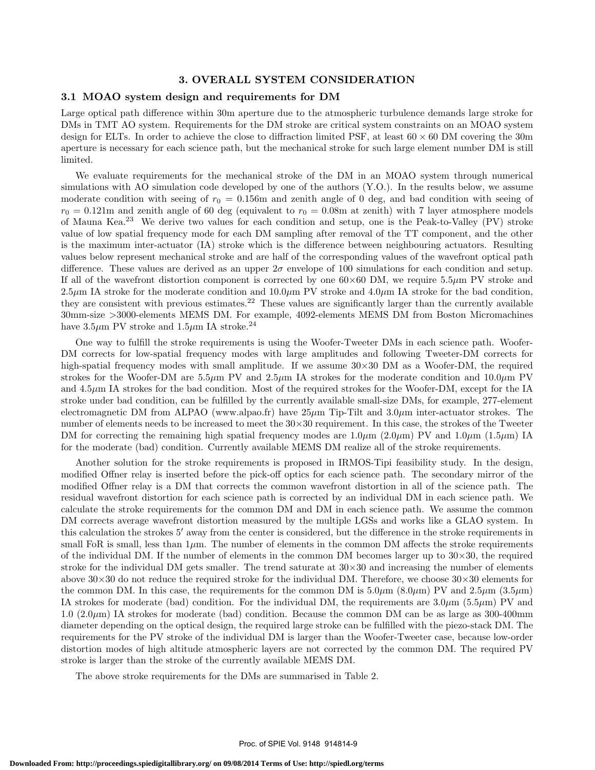## 3. OVERALL SYSTEM CONSIDERATION

### 3.1 MOAO system design and requirements for DM

Large optical path difference within 30m aperture due to the atmospheric turbulence demands large stroke for DMs in TMT AO system. Requirements for the DM stroke are critical system constraints on an MOAO system design for ELTs. In order to achieve the close to diffraction limited PSF, at least $60 \times 60$ DM covering the 30m aperture is necessary for each science path, but the mechanical stroke for such large element number DM is still limited.

We evaluate requirements for the mechanical stroke of the DM in an MOAO system through numerical simulations with AO simulation code developed by one of the authors (Y.O.). In the results below, we assume moderate condition with seeing of $r_0 = 0.156$m and zenith angle of 0 deg, and bad condition with seeing of $r_0 = 0.121$m and zenith angle of 60 deg (equivalent to $r_0 = 0.08$m at zenith) with 7 layer atmosphere models of Mauna Kea.[23] We derive two values for each condition and setup, one is the Peak-to-Valley (PV) stroke value of low spatial frequency mode for each DM sampling after removal of the TT component, and the other is the maximum inter-actuator (IA) stroke which is the difference between neighbouring actuators. Resulting values below represent mechanical stroke and are half of the corresponding values of the wavefront optical path difference. These values are derived as an upper $2\sigma$ envelope of 100 simulations for each condition and setup. If all of the wavefront distortion component is corrected by one $60\times60$ DM, we require $5.5\mu$m PV stroke and $2.5\mu$m IA stroke for the moderate condition and $10.0\mu$m PV stroke and $4.0\mu$m IA stroke for the bad condition, they are consistent with previous estimates.[22] These values are significantly larger than the currently available 30mm-size >3000-elements MEMS DM. For example, 4092-elements MEMS DM from Boston Micromachines have $3.5\mu$m PV stroke and $1.5\mu$m IA stroke.[24]

One way to fulfill the stroke requirements is using the Woofer-Tweeter DMs in each science path. Woofer-DM corrects for low-spatial frequency modes with large amplitudes and following Tweeter-DM corrects for high-spatial frequency modes with small amplitude. If we assume $30\times30$ DM as a Woofer-DM, the required strokes for the Woofer-DM are $5.5\mu$m PV and $2.5\mu$m IA strokes for the moderate condition and $10.0\mu$m PV and $4.5\mu$m IA strokes for the bad condition. Most of the required strokes for the Woofer-DM, except for the IA stroke under bad condition, can be fulfilled by the currently available small-size DMs, for example, 277-element electromagnetic DM from ALPAO (www.alpao.fr) have $25\mu$m Tip-Tilt and $3.0\mu$m inter-actuator strokes. The number of elements needs to be increased to meet the $30\times30$ requirement. In this case, the strokes of the Tweeter DM for correcting the remaining high spatial frequency modes are $1.0\mu$m ($2.0\mu$m) PV and $1.0\mu$m ($1.5\mu$m) IA for the moderate (bad) condition. Currently available MEMS DM realize all of the stroke requirements.

Another solution for the stroke requirements is proposed in IRMOS-Tipi feasibility study. In the design, modified Offner relay is inserted before the pick-off optics for each science path. The secondary mirror of the modified Offner relay is a DM that corrects the common wavefront distortion in all of the science path. The residual wavefront distortion for each science path is corrected by an individual DM in each science path. We calculate the stroke requirements for the common DM and DM in each science path. We assume the common DM corrects average wavefront distortion measured by the multiple LGSs and works like a GLAO system. In this calculation the strokes $5'$ away from the center is considered, but the difference in the stroke requirements in small FoR is small, less than $1\mu$m. The number of elements in the common DM affects the stroke requirements of the individual DM. If the number of elements in the common DM becomes larger up to $30\times30$, the required stroke for the individual DM gets smaller. The trend saturate at $30\times30$ and increasing the number of elements above $30\times30$ do not reduce the required stroke for the individual DM. Therefore, we choose $30\times30$ elements for the common DM. In this case, the requirements for the common DM is $5.0\mu$m ($8.0\mu$m) PV and $2.5\mu$m ($3.5\mu$m) IA strokes for moderate (bad) condition. For the individual DM, the requirements are $3.0\mu$m ($5.5\mu$m) PV and 1.0 ($2.0\mu$m) IA strokes for moderate (bad) condition. Because the common DM can be as large as 300-400mm diameter depending on the optical design, the required large stroke can be fulfilled with the piezo-stack DM. The requirements for the PV stroke of the individual DM is larger than the Woofer-Tweeter case, because low-order distortion modes of high altitude atmospheric layers are not corrected by the common DM. The required PV stroke is larger than the stroke of the currently available MEMS DM.

The above stroke requirements for the DMs are summarised in Table 2.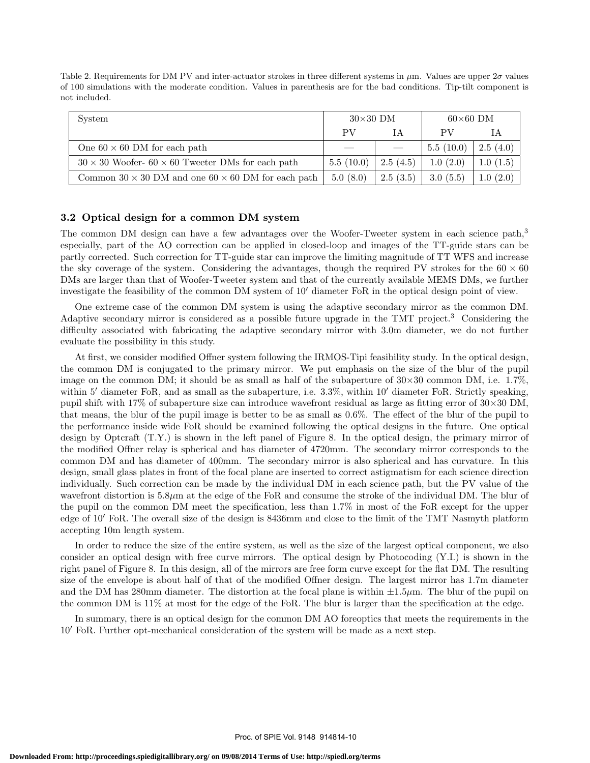Table 2. Requirements for DM PV and inter-actuator strokes in three different systems in $\mu$m. Values are upper $2\sigma$ values of 100 simulations with the moderate condition. Values in parenthesis are for the bad conditions. Tip-tilt component is not included.

| System | $30\times30$ DM | | $60\times60$ DM | |
|---|---|---|---|---|
| | PV | IA | PV | IA |
| One $60\times60$ DM for each path | — | — | 5.5 (10.0) | 2.5 (4.0) |
| $30\times30$ Woofer- $60\times60$ Tweeter DMs for each path | 5.5 (10.0) | 2.5 (4.5) | 1.0 (2.0) | 1.0 (1.5) |
| Common $30\times30$ DM and one $60\times60$ DM for each path | 5.0 (8.0) | 2.5 (3.5) | 3.0 (5.5) | 1.0 (2.0) |

### 3.2 Optical design for a common DM system

The common DM design can have a few advantages over the Woofer-Tweeter system in each science path,[3] especially, part of the AO correction can be applied in closed-loop and images of the TT-guide stars can be partly corrected. Such correction for TT-guide star can improve the limiting magnitude of TT WFS and increase the sky coverage of the system. Considering the advantages, though the required PV strokes for the $60\times60$ DMs are larger than that of Woofer-Tweeter system and that of the currently available MEMS DMs, we further investigate the feasibility of the common DM system of $10'$ diameter FoR in the optical design point of view.

One extreme case of the common DM system is using the adaptive secondary mirror as the common DM. Adaptive secondary mirror is considered as a possible future upgrade in the TMT project.[3] Considering the difficulty associated with fabricating the adaptive secondary mirror with 3.0m diameter, we do not further evaluate the possibility in this study.

At first, we consider modified Offner system following the IRMOS-Tipi feasibility study. In the optical design, the common DM is conjugated to the primary mirror. We put emphasis on the size of the blur of the pupil image on the common DM; it should be as small as half of the subaperture of $30\times30$ common DM, i.e. 1.7%, within $5'$ diameter FoR, and as small as the subaperture, i.e. 3.3%, within $10'$ diameter FoR. Strictly speaking, pupil shift with 17% of subaperture size can introduce wavefront residual as large as fitting error of $30\times30$ DM, that means, the blur of the pupil image is better to be as small as 0.6%. The effect of the blur of the pupil to the performance inside wide FoR should be examined following the optical designs in the future. One optical design by Optcraft (T.Y.) is shown in the left panel of Figure 8. In the optical design, the primary mirror of the modified Offner relay is spherical and has diameter of 4720mm. The secondary mirror corresponds to the common DM and has diameter of 400mm. The secondary mirror is also spherical and has curvature. In this design, small glass plates in front of the focal plane are inserted to correct astigmatism for each science direction individually. Such correction can be made by the individual DM in each science path, but the PV value of the wavefront distortion is 5.8$\mu$m at the edge of the FoR and consume the stroke of the individual DM. The blur of the pupil on the common DM meet the specification, less than 1.7% in most of the FoR except for the upper edge of $10'$ FoR. The overall size of the design is 8436mm and close to the limit of the TMT Nasmyth platform accepting 10m length system.

In order to reduce the size of the entire system, as well as the size of the largest optical component, we also consider an optical design with free curve mirrors. The optical design by Photocoding (Y.I.) is shown in the right panel of Figure 8. In this design, all of the mirrors are free form curve except for the flat DM. The resulting size of the envelope is about half of that of the modified Offner design. The largest mirror has 1.7m diameter and the DM has 280mm diameter. The distortion at the focal plane is within $\pm1.5\mu$m. The blur of the pupil on the common DM is 11% at most for the edge of the FoR. The blur is larger than the specification at the edge.

In summary, there is an optical design for the common DM AO foreoptics that meets the requirements in the $10'$ FoR. Further opt-mechanical consideration of the system will be made as a next step.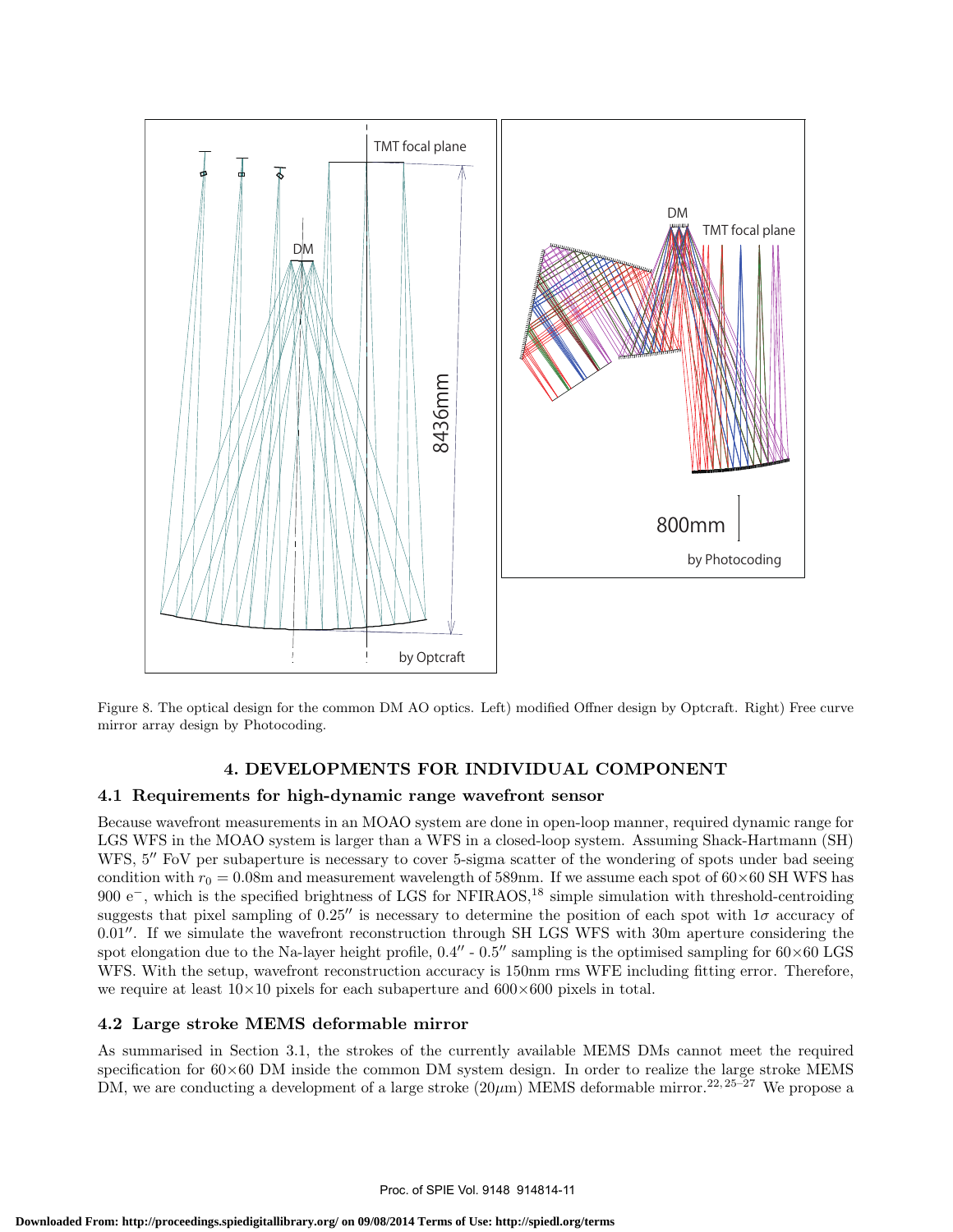Figure 8. The optical design for the common DM AO optics. Left) modified Offner design by Optcraft. Right) Free curve mirror array design by Photocoding.

## 4. DEVELOPMENTS FOR INDIVIDUAL COMPONENT

### 4.1 Requirements for high-dynamic range wavefront sensor

Because wavefront measurements in an MOAO system are done in open-loop manner, required dynamic range for LGS WFS in the MOAO system is larger than a WFS in a closed-loop system. Assuming Shack-Hartmann (SH) WFS, 5″ FoV per subaperture is necessary to cover 5-sigma scatter of the wondering of spots under bad seeing condition with $r_0 = 0.08$m and measurement wavelength of 589nm. If we assume each spot of 60×60 SH WFS has 900 $e^-$, which is the specified brightness of LGS for NFIRAOS,[18] simple simulation with threshold-centroiding suggests that pixel sampling of 0.25″ is necessary to determine the position of each spot with 1$\sigma$ accuracy of 0.01″. If we simulate the wavefront reconstruction through SH LGS WFS with 30m aperture considering the spot elongation due to the Na-layer height profile, 0.4″ - 0.5″ sampling is the optimised sampling for 60×60 LGS WFS. With the setup, wavefront reconstruction accuracy is 150nm rms WFE including fitting error. Therefore, we require at least 10×10 pixels for each subaperture and 600×600 pixels in total.

### 4.2 Large stroke MEMS deformable mirror

As summarised in Section 3.1, the strokes of the currently available MEMS DMs cannot meet the required specification for 60×60 DM inside the common DM system design. In order to realize the large stroke MEMS DM, we are conducting a development of a large stroke (20$\mu$m) MEMS deformable mirror.[22,25–27] We propose a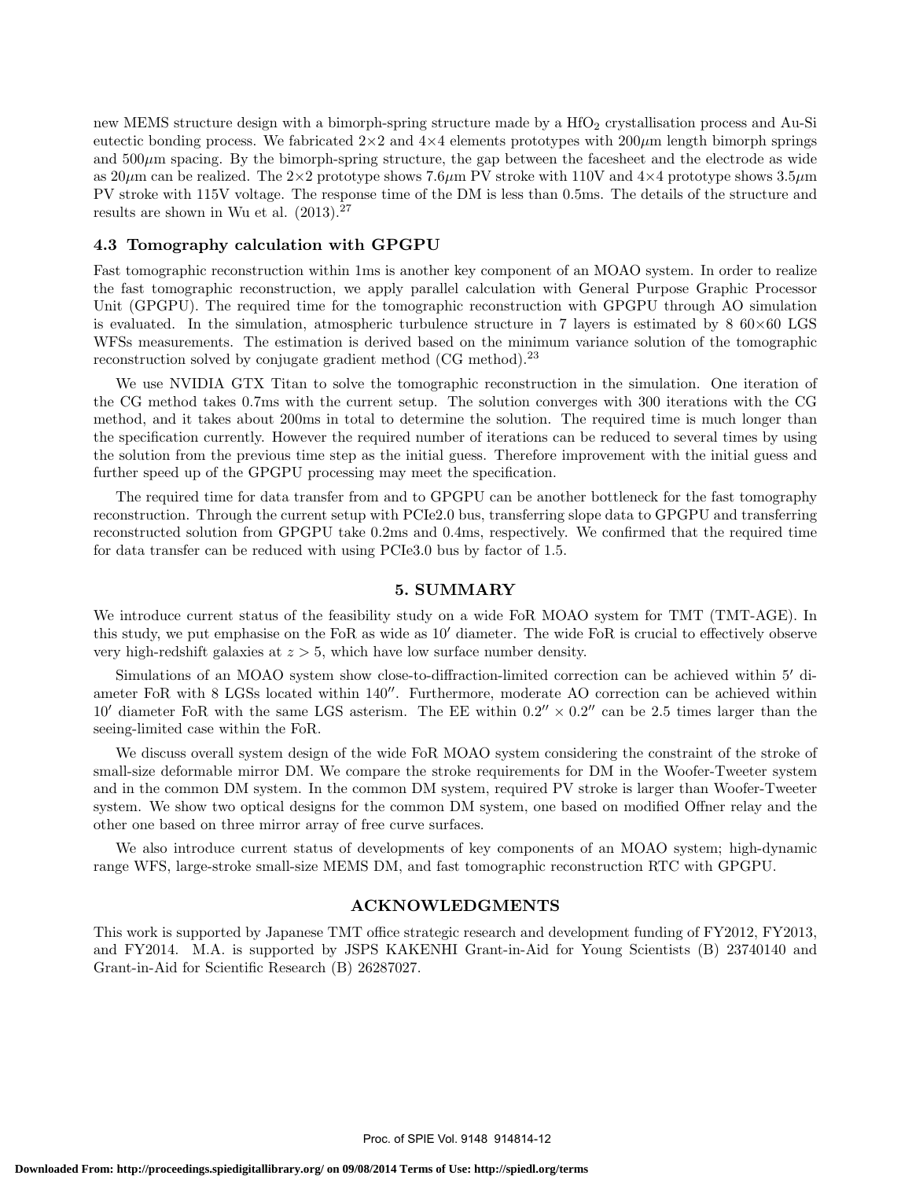new MEMS structure design with a bimorph-spring structure made by a $HfO_2$ crystallisation process and Au-Si eutectic bonding process. We fabricated 2×2 and 4×4 elements prototypes with 200$\mu$m length bimorph springs and 500$\mu$m spacing. By the bimorph-spring structure, the gap between the facesheet and the electrode as wide as 20$\mu$m can be realized. The 2×2 prototype shows 7.6$\mu$m PV stroke with 110V and 4×4 prototype shows 3.5$\mu$m PV stroke with 115V voltage. The response time of the DM is less than 0.5ms. The details of the structure and results are shown in Wu et al. (2013).[27]

### 4.3 Tomography calculation with GPGPU

Fast tomographic reconstruction within 1ms is another key component of an MOAO system. In order to realize the fast tomographic reconstruction, we apply parallel calculation with General Purpose Graphic Processor Unit (GPGPU). The required time for the tomographic reconstruction with GPGPU through AO simulation is evaluated. In the simulation, atmospheric turbulence structure in 7 layers is estimated by 8 60×60 LGS WFSs measurements. The estimation is derived based on the minimum variance solution of the tomographic reconstruction solved by conjugate gradient method (CG method).[23]

We use NVIDIA GTX Titan to solve the tomographic reconstruction in the simulation. One iteration of the CG method takes 0.7ms with the current setup. The solution converges with 300 iterations with the CG method, and it takes about 200ms in total to determine the solution. The required time is much longer than the specification currently. However the required number of iterations can be reduced to several times by using the solution from the previous time step as the initial guess. Therefore improvement with the initial guess and further speed up of the GPGPU processing may meet the specification.

The required time for data transfer from and to GPGPU can be another bottleneck for the fast tomography reconstruction. Through the current setup with PCIe2.0 bus, transferring slope data to GPGPU and transferring reconstructed solution from GPGPU take 0.2ms and 0.4ms, respectively. We confirmed that the required time for data transfer can be reduced with using PCIe3.0 bus by factor of 1.5.

## 5. SUMMARY

We introduce current status of the feasibility study on a wide FoR MOAO system for TMT (TMT-AGE). In this study, we put emphasise on the FoR as wide as $10'$ diameter. The wide FoR is crucial to effectively observe very high-redshift galaxies at $z > 5$, which have low surface number density.

Simulations of an MOAO system show close-to-diffraction-limited correction can be achieved within $5'$ diameter FoR with 8 LGSs located within $140''$. Furthermore, moderate AO correction can be achieved within $10'$ diameter FoR with the same LGS asterism. The EE within $0.2'' \times 0.2''$ can be 2.5 times larger than the seeing-limited case within the FoR.

We discuss overall system design of the wide FoR MOAO system considering the constraint of the stroke of small-size deformable mirror DM. We compare the stroke requirements for DM in the Woofer-Tweeter system and in the common DM system. In the common DM system, required PV stroke is larger than Woofer-Tweeter system. We show two optical designs for the common DM system, one based on modified Offner relay and the other one based on three mirror array of free curve surfaces.

We also introduce current status of developments of key components of an MOAO system; high-dynamic range WFS, large-stroke small-size MEMS DM, and fast tomographic reconstruction RTC with GPGPU.

## ACKNOWLEDGMENTS

This work is supported by Japanese TMT office strategic research and development funding of FY2012, FY2013, and FY2014. M.A. is supported by JSPS KAKENHI Grant-in-Aid for Young Scientists (B) 23740140 and Grant-in-Aid for Scientific Research (B) 26287027.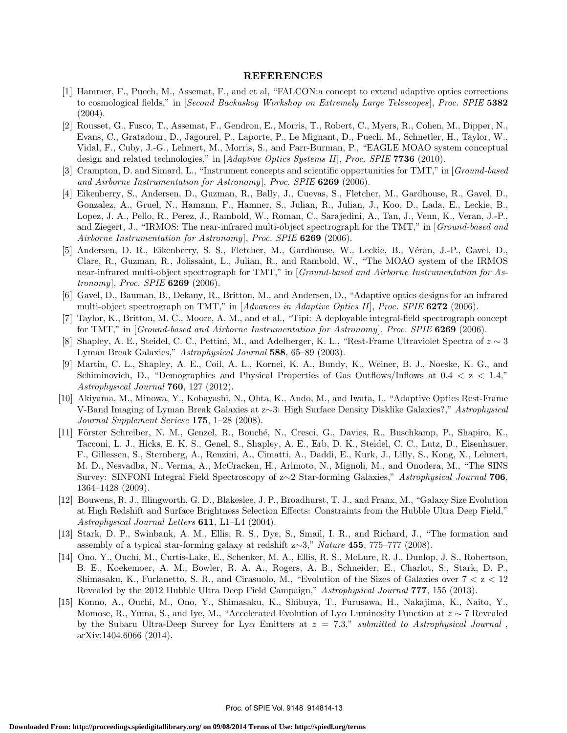## REFERENCES

[1] Hammer, F., Puech, M., Assemat, F., and et al, "FALCON:a concept to extend adaptive optics corrections to cosmological fields," in [*Second Backaskog Workshop on Extremely Large Telescopes*], *Proc. SPIE* **5382** (2004).

[2] Rousset, G., Fusco, T., Assemat, F., Gendron, E., Morris, T., Robert, C., Myers, R., Cohen, M., Dipper, N., Evans, C., Gratadour, D., Jagourel, P., Laporte, P., Le Mignant, D., Puech, M., Schnetler, H., Taylor, W., Vidal, F., Cuby, J.-G., Lehnert, M., Morris, S., and Parr-Burman, P., "EAGLE MOAO system conceptual design and related technologies," in [*Adaptive Optics Systems II*], *Proc. SPIE* **7736** (2010).

[3] Crampton, D. and Simard, L., "Instrument concepts and scientific opportunities for TMT," in [*Ground-based and Airborne Instrumentation for Astronomy*], *Proc. SPIE* **6269** (2006).

[4] Eikenberry, S., Andersen, D., Guzman, R., Bally, J., Cuevas, S., Fletcher, M., Gardhouse, R., Gavel, D., Gonzalez, A., Gruel, N., Hamann, F., Hamner, S., Julian, R., Julian, J., Koo, D., Lada, E., Leckie, B., Lopez, J. A., Pello, R., Perez, J., Rambold, W., Roman, C., Sarajedini, A., Tan, J., Venn, K., Veran, J.-P., and Ziegert, J., "IRMOS: The near-infrared multi-object spectrograph for the TMT," in [*Ground-based and Airborne Instrumentation for Astronomy*], *Proc. SPIE* **6269** (2006).

[5] Andersen, D. R., Eikenberry, S. S., Fletcher, M., Gardhouse, W., Leckie, B., Véran, J.-P., Gavel, D., Clare, R., Guzman, R., Jolissaint, L., Julian, R., and Rambold, W., "The MOAO system of the IRMOS near-infrared multi-object spectrograph for TMT," in [*Ground-based and Airborne Instrumentation for Astronomy*], *Proc. SPIE* **6269** (2006).

[6] Gavel, D., Bauman, B., Dekany, R., Britton, M., and Andersen, D., "Adaptive optics designs for an infrared multi-object spectrograph on TMT," in [*Advances in Adaptive Optics II*], *Proc. SPIE* **6272** (2006).

[7] Taylor, K., Britton, M. C., Moore, A. M., and et al., "Tipi: A deployable integral-field spectrograph concept for TMT," in [*Ground-based and Airborne Instrumentation for Astronomy*], *Proc. SPIE* **6269** (2006).

[8] Shapley, A. E., Steidel, C. C., Pettini, M., and Adelberger, K. L., "Rest-Frame Ultraviolet Spectra of $z \sim 3$ Lyman Break Galaxies," *Astrophysical Journal* **588**, 65–89 (2003).

[9] Martin, C. L., Shapley, A. E., Coil, A. L., Kornei, K. A., Bundy, K., Weiner, B. J., Noeske, K. G., and Schiminovich, D., "Demographics and Physical Properties of Gas Outflows/Inflows at $0.4 < z < 1.4$," *Astrophysical Journal* **760**, 127 (2012).

[10] Akiyama, M., Minowa, Y., Kobayashi, N., Ohta, K., Ando, M., and Iwata, I., "Adaptive Optics Rest-Frame V-Band Imaging of Lyman Break Galaxies at $z{\sim}3$: High Surface Density Disklike Galaxies?," *Astrophysical Journal Supplement Seriese* **175**, 1–28 (2008).

[11] Förster Schreiber, N. M., Genzel, R., Bouché, N., Cresci, G., Davies, R., Buschkamp, P., Shapiro, K., Tacconi, L. J., Hicks, E. K. S., Genel, S., Shapley, A. E., Erb, D. K., Steidel, C. C., Lutz, D., Eisenhauer, F., Gillessen, S., Sternberg, A., Renzini, A., Cimatti, A., Daddi, E., Kurk, J., Lilly, S., Kong, X., Lehnert, M. D., Nesvadba, N., Verma, A., McCracken, H., Arimoto, N., Mignoli, M., and Onodera, M., "The SINS Survey: SINFONI Integral Field Spectroscopy of $z{\sim}2$ Star-forming Galaxies," *Astrophysical Journal* **706**, 1364–1428 (2009).

[12] Bouwens, R. J., Illingworth, G. D., Blakeslee, J. P., Broadhurst, T. J., and Franx, M., "Galaxy Size Evolution at High Redshift and Surface Brightness Selection Effects: Constraints from the Hubble Ultra Deep Field," *Astrophysical Journal Letters* **611**, L1–L4 (2004).

[13] Stark, D. P., Swinbank, A. M., Ellis, R. S., Dye, S., Smail, I. R., and Richard, J., "The formation and assembly of a typical star-forming galaxy at redshift $z{\sim}3$," *Nature* **455**, 775–777 (2008).

[14] Ono, Y., Ouchi, M., Curtis-Lake, E., Schenker, M. A., Ellis, R. S., McLure, R. J., Dunlop, J. S., Robertson, B. E., Koekemoer, A. M., Bowler, R. A. A., Rogers, A. B., Schneider, E., Charlot, S., Stark, D. P., Shimasaku, K., Furlanetto, S. R., and Cirasuolo, M., "Evolution of the Sizes of Galaxies over $7 < z < 12$ Revealed by the 2012 Hubble Ultra Deep Field Campaign," *Astrophysical Journal* **777**, 155 (2013).

[15] Konno, A., Ouchi, M., Ono, Y., Shimasaku, K., Shibuya, T., Furusawa, H., Nakajima, K., Naito, Y., Momose, R., Yuma, S., and Iye, M., "Accelerated Evolution of Ly$\alpha$ Luminosity Function at $z \sim 7$ Revealed by the Subaru Ultra-Deep Survey for Ly$\alpha$ Emitters at $z = 7.3$," *submitted to Astrophysical Journal* , arXiv:1404.6066 (2014).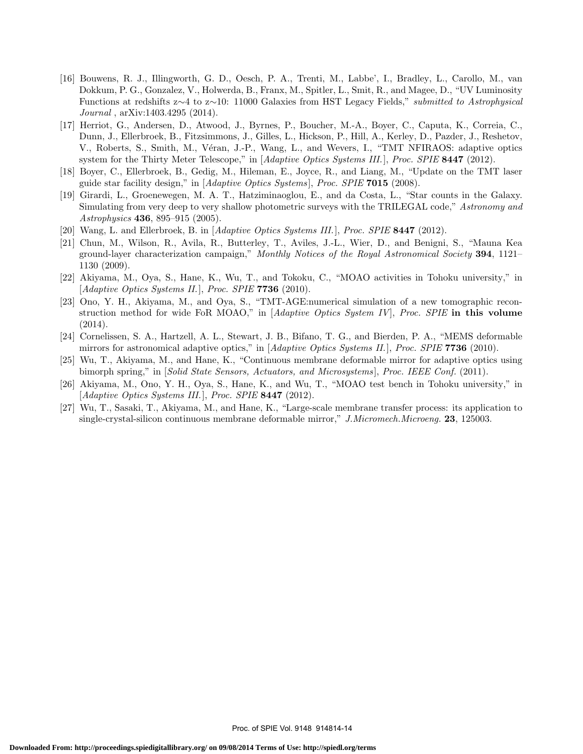[16] Bouwens, R. J., Illingworth, G. D., Oesch, P. A., Trenti, M., Labbe', I., Bradley, L., Carollo, M., van Dokkum, P. G., Gonzalez, V., Holwerda, B., Franx, M., Spitler, L., Smit, R., and Magee, D., "UV Luminosity Functions at redshifts z∼4 to z∼10: 11000 Galaxies from HST Legacy Fields," *submitted to Astrophysical Journal* , arXiv:1403.4295 (2014).

[17] Herriot, G., Andersen, D., Atwood, J., Byrnes, P., Boucher, M.-A., Boyer, C., Caputa, K., Correia, C., Dunn, J., Ellerbroek, B., Fitzsimmons, J., Gilles, L., Hickson, P., Hill, A., Kerley, D., Pazder, J., Reshetov, V., Roberts, S., Smith, M., Véran, J.-P., Wang, L., and Wevers, I., "TMT NFIRAOS: adaptive optics system for the Thirty Meter Telescope," in [*Adaptive Optics Systems III.*], *Proc. SPIE* **8447** (2012).

[18] Boyer, C., Ellerbroek, B., Gedig, M., Hileman, E., Joyce, R., and Liang, M., "Update on the TMT laser guide star facility design," in [*Adaptive Optics Systems*], *Proc. SPIE* **7015** (2008).

[19] Girardi, L., Groenewegen, M. A. T., Hatziminaoglou, E., and da Costa, L., "Star counts in the Galaxy. Simulating from very deep to very shallow photometric surveys with the TRILEGAL code," *Astronomy and Astrophysics* **436**, 895–915 (2005).

[20] Wang, L. and Ellerbroek, B. in [*Adaptive Optics Systems III.*], *Proc. SPIE* **8447** (2012).

[21] Chun, M., Wilson, R., Avila, R., Butterley, T., Aviles, J.-L., Wier, D., and Benigni, S., "Mauna Kea ground-layer characterization campaign," *Monthly Notices of the Royal Astronomical Society* **394**, 1121–1130 (2009).

[22] Akiyama, M., Oya, S., Hane, K., Wu, T., and Tokoku, C., "MOAO activities in Tohoku university," in [*Adaptive Optics Systems II.*], *Proc. SPIE* **7736** (2010).

[23] Ono, Y. H., Akiyama, M., and Oya, S., "TMT-AGE:numerical simulation of a new tomographic reconstruction method for wide FoR MOAO," in [*Adaptive Optics System IV*], *Proc. SPIE* **in this volume** (2014).

[24] Cornelissen, S. A., Hartzell, A. L., Stewart, J. B., Bifano, T. G., and Bierden, P. A., "MEMS deformable mirrors for astronomical adaptive optics," in [*Adaptive Optics Systems II.*], *Proc. SPIE* **7736** (2010).

[25] Wu, T., Akiyama, M., and Hane, K., "Continuous membrane deformable mirror for adaptive optics using bimorph spring," in [*Solid State Sensors, Actuators, and Microsystems*], *Proc. IEEE Conf.* (2011).

[26] Akiyama, M., Ono, Y. H., Oya, S., Hane, K., and Wu, T., "MOAO test bench in Tohoku university," in [*Adaptive Optics Systems III.*], *Proc. SPIE* **8447** (2012).

[27] Wu, T., Sasaki, T., Akiyama, M., and Hane, K., "Large-scale membrane transfer process: its application to single-crystal-silicon continuous membrane deformable mirror," *J.Micromech.Microeng.* **23**, 125003.